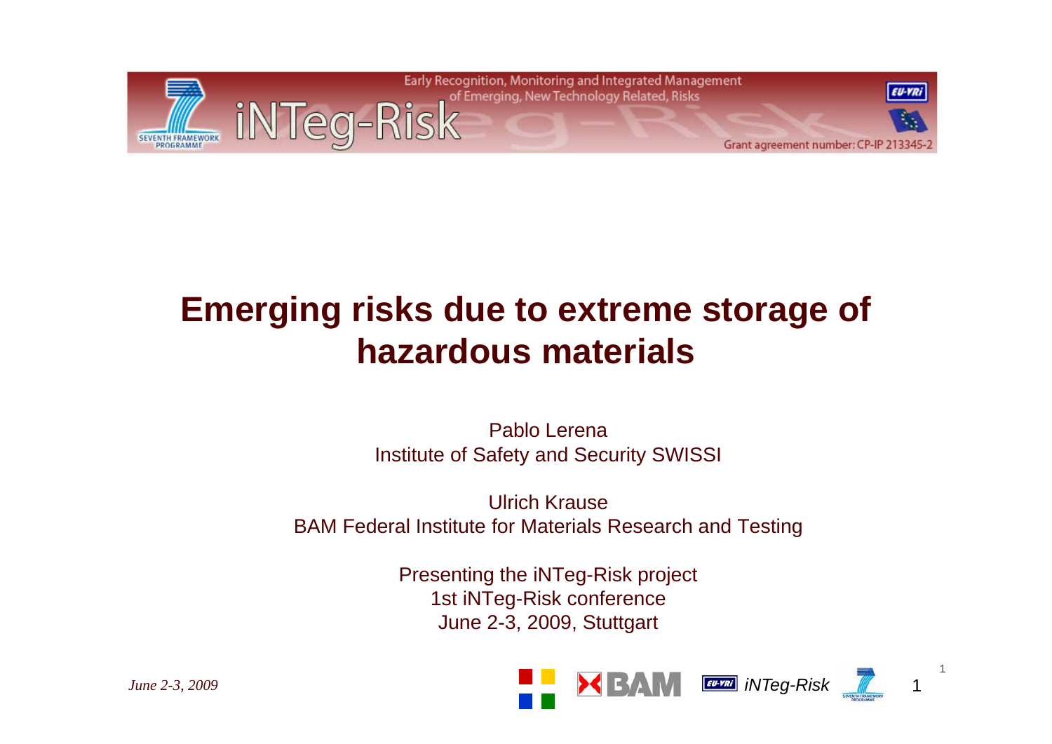# Emerging risks due to extreme storage of hazardous materials

Pablo Lerena
Institute of Safety and Security SWISSI

Ulrich Krause
BAM Federal Institute for Materials Research and Testing

Presenting the iNTeg-Risk project
1st iNTeg-Risk conference
June 2-3, 2009, Stuttgart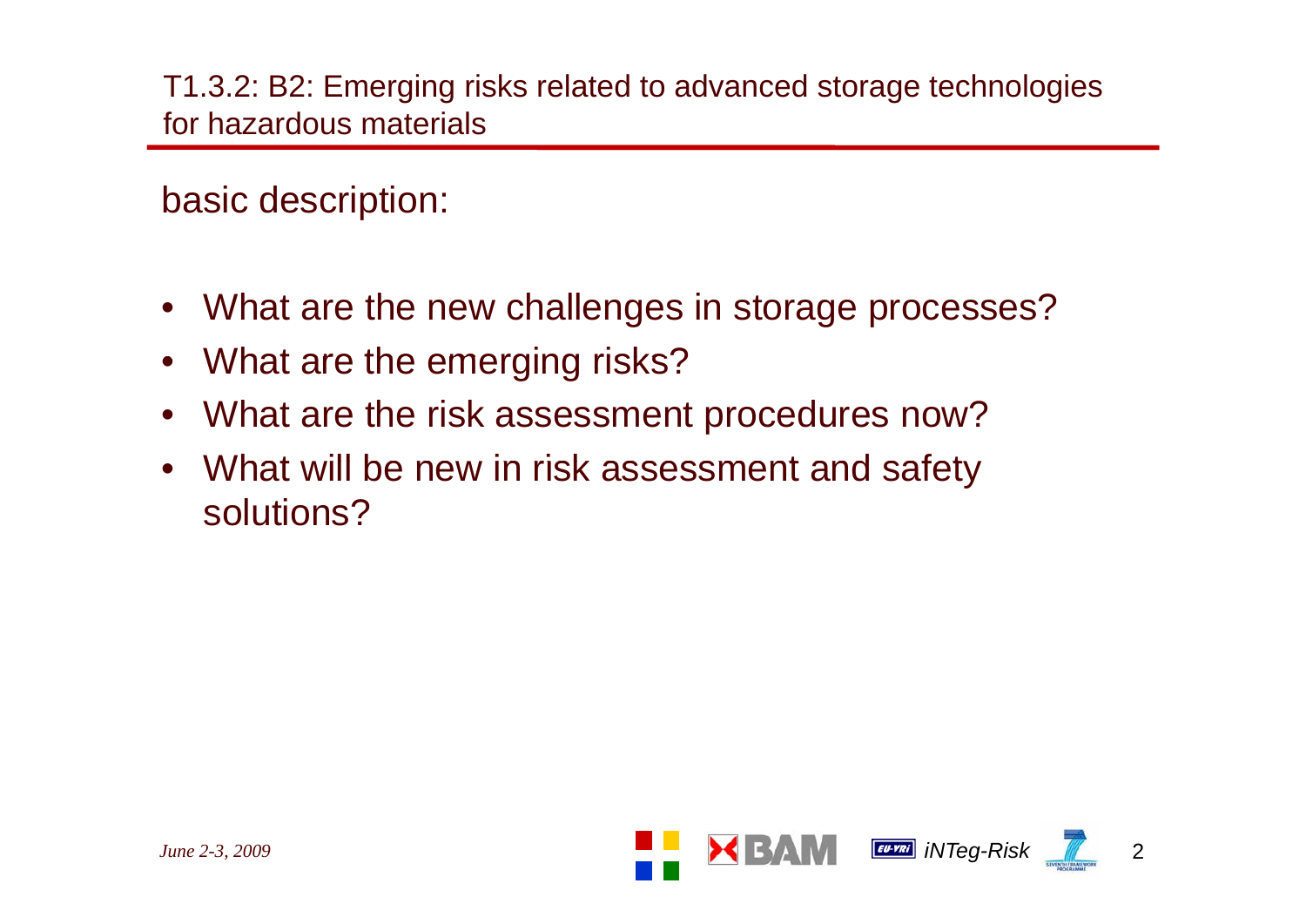## T1.3.2: B2: Emerging risks related to advanced storage technologies for hazardous materials

basic description:

- What are the new challenges in storage processes?
- What are the emerging risks?
- What are the risk assessment procedures now?
- What will be new in risk assessment and safety solutions?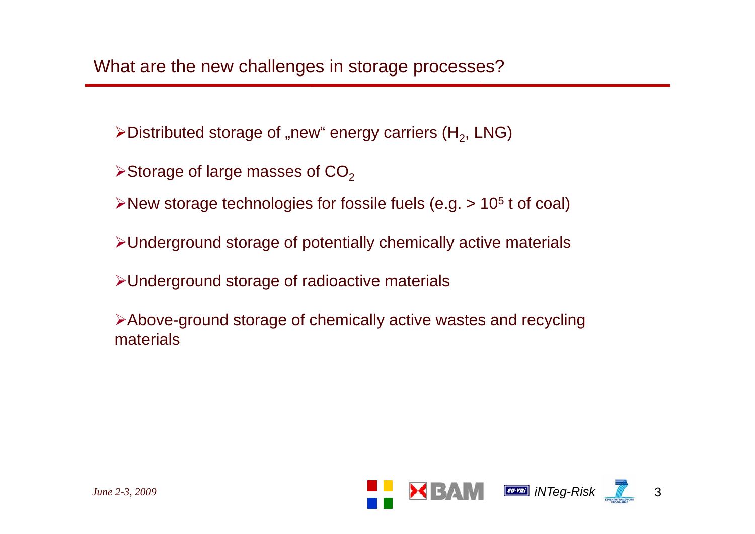## What are the new challenges in storage processes?

- Distributed storage of „new“ energy carriers ($H_2$, LNG)
- Storage of large masses of $CO_2$
- New storage technologies for fossile fuels (e.g. > $10^5$ t of coal)
- Underground storage of potentially chemically active materials
- Underground storage of radioactive materials
- Above-ground storage of chemically active wastes and recycling materials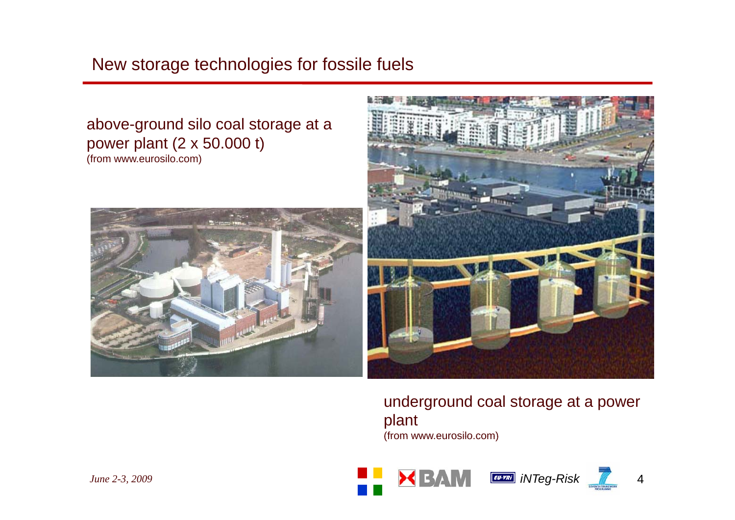# New storage technologies for fossile fuels

above-ground silo coal storage at a power plant (2 x 50.000 t)
(from www.eurosilo.com)

underground coal storage at a power plant
(from www.eurosilo.com)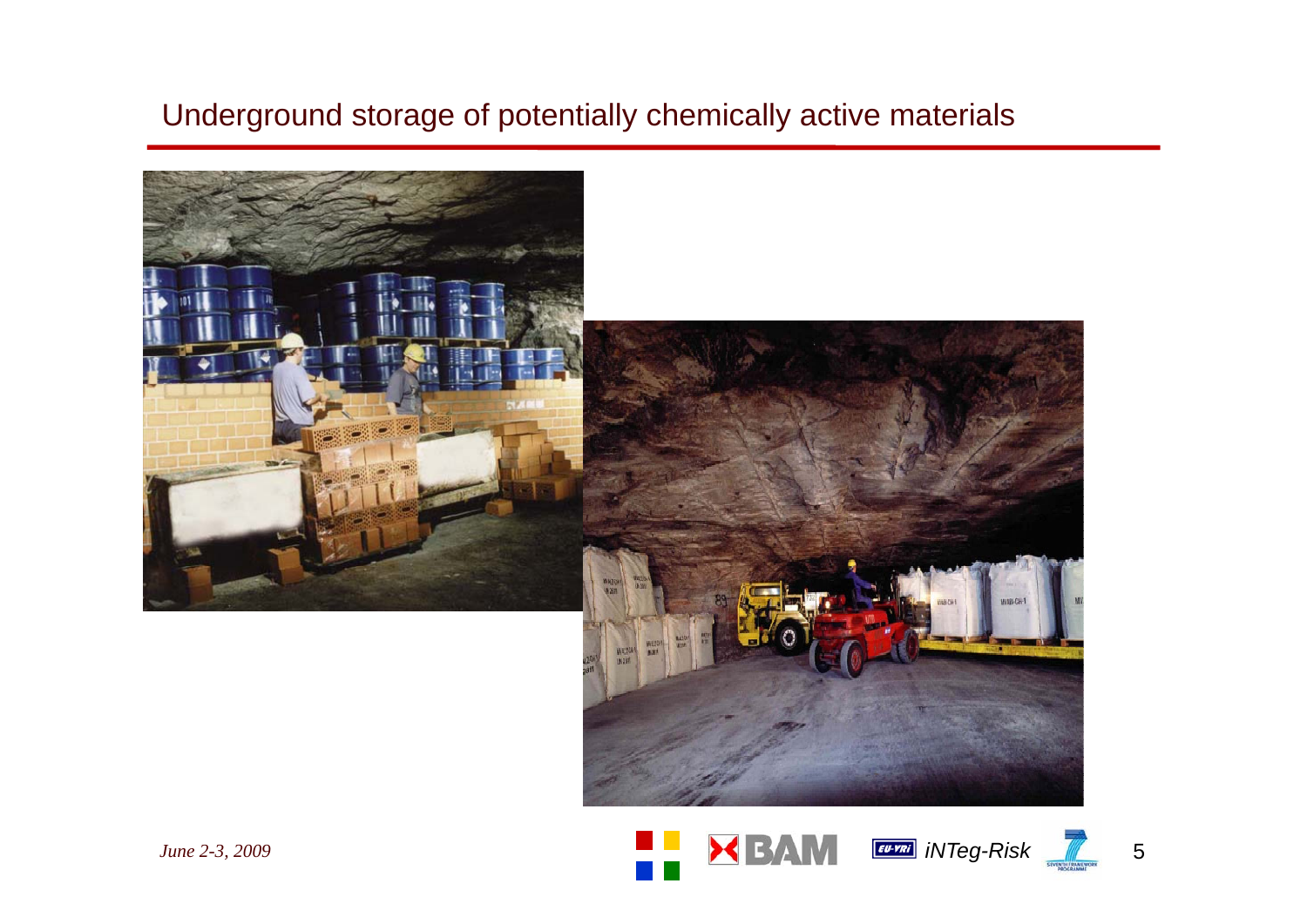# Underground storage of potentially chemically active materials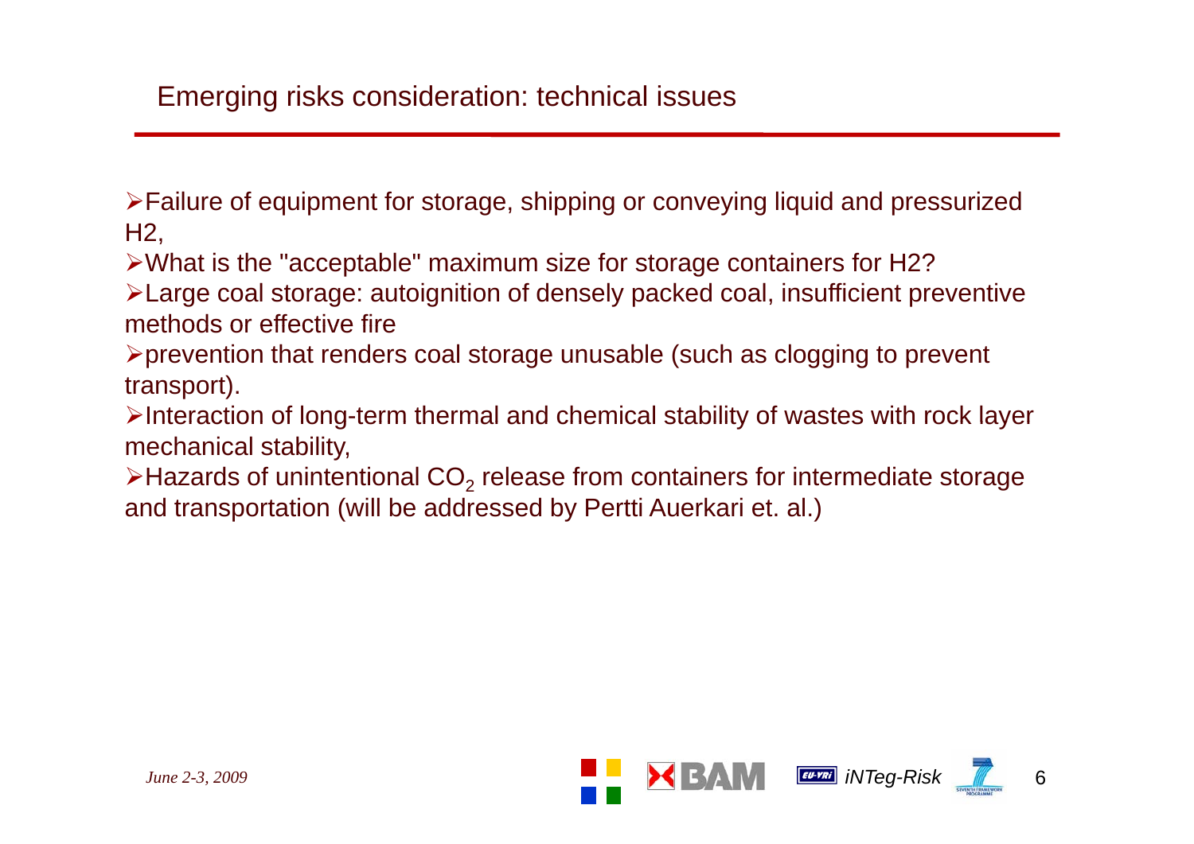## Emerging risks consideration: technical issues

- Failure of equipment for storage, shipping or conveying liquid and pressurized H2,
- What is the "acceptable" maximum size for storage containers for H2?
- Large coal storage: autoignition of densely packed coal, insufficient preventive methods or effective fire
- prevention that renders coal storage unusable (such as clogging to prevent transport).
- Interaction of long-term thermal and chemical stability of wastes with rock layer mechanical stability,
- Hazards of unintentional $CO_2$ release from containers for intermediate storage and transportation (will be addressed by Pertti Auerkari et. al.)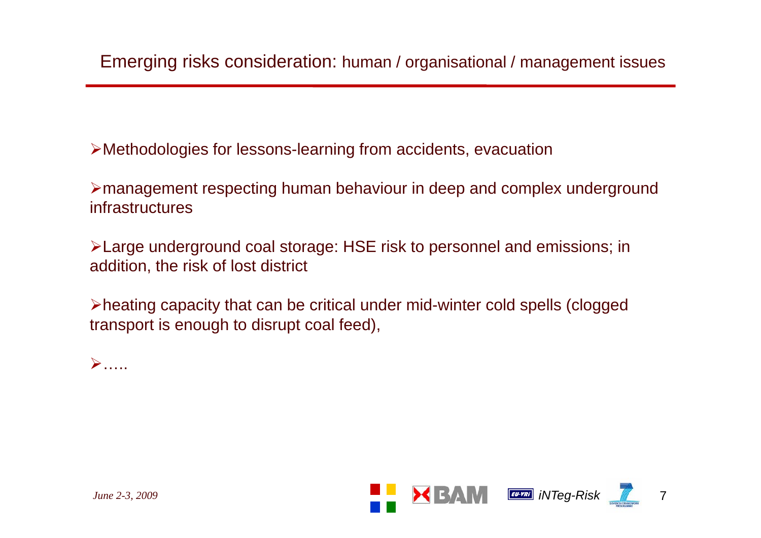## Emerging risks consideration: human / organisational / management issues

- Methodologies for lessons-learning from accidents, evacuation
- management respecting human behaviour in deep and complex underground infrastructures
- Large underground coal storage: HSE risk to personnel and emissions; in addition, the risk of lost district
- heating capacity that can be critical under mid-winter cold spells (clogged transport is enough to disrupt coal feed),
- …..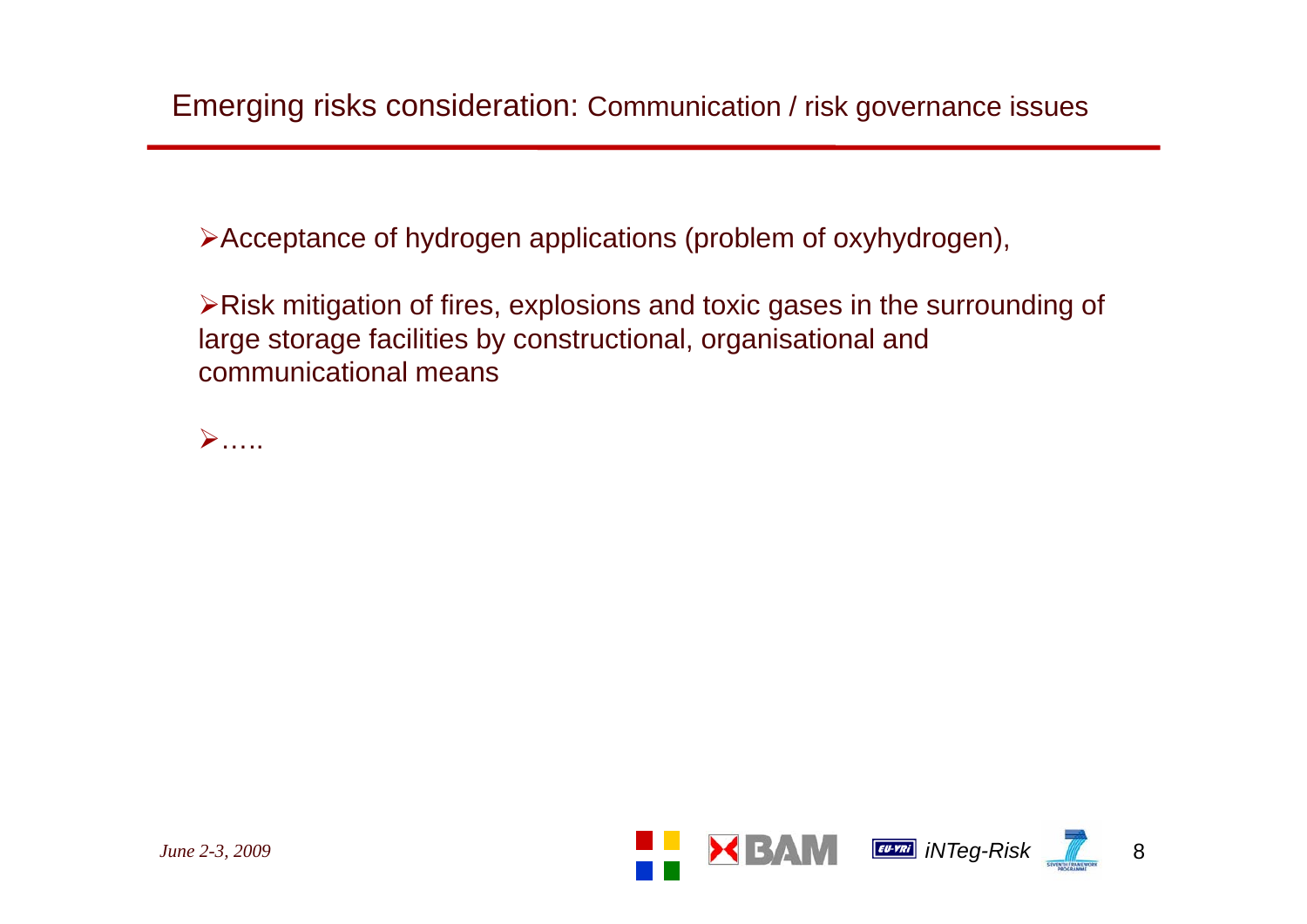# Emerging risks consideration: Communication / risk governance issues

- Acceptance of hydrogen applications (problem of oxyhydrogen),
- Risk mitigation of fires, explosions and toxic gases in the surrounding of large storage facilities by constructional, organisational and communicational means
- …..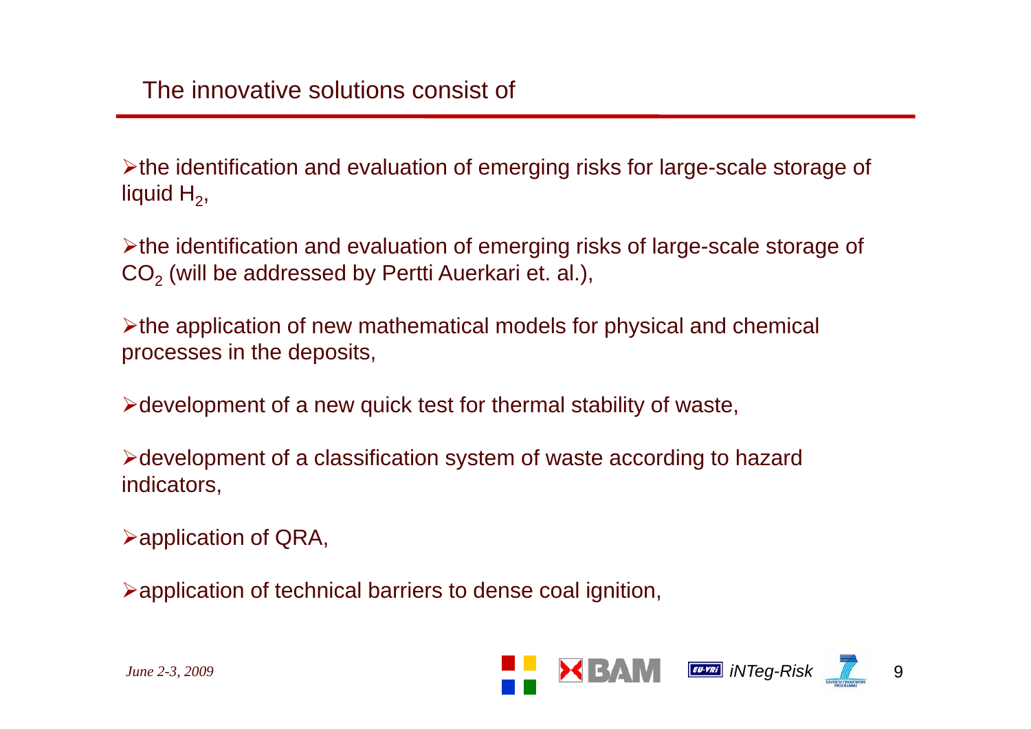## The innovative solutions consist of

- the identification and evaluation of emerging risks for large-scale storage of liquid $H_2$,
- the identification and evaluation of emerging risks of large-scale storage of $CO_2$ (will be addressed by Pertti Auerkari et. al.),
- the application of new mathematical models for physical and chemical processes in the deposits,
- development of a new quick test for thermal stability of waste,
- development of a classification system of waste according to hazard indicators,
- application of QRA,
- application of technical barriers to dense coal ignition,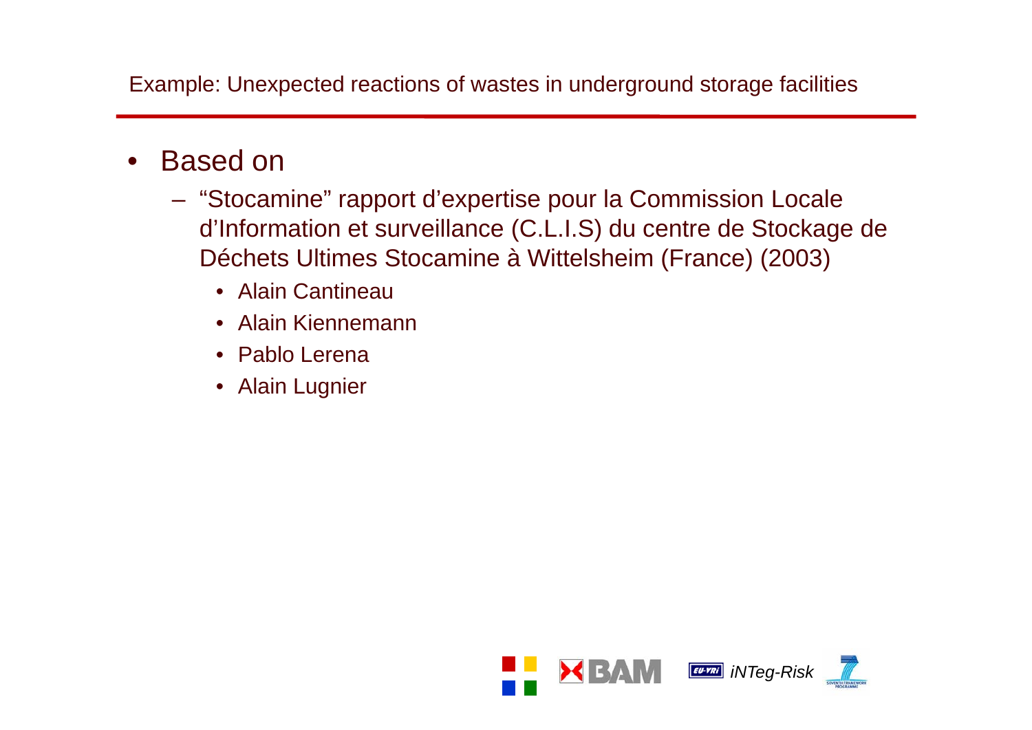## Example: Unexpected reactions of wastes in underground storage facilities

- Based on
  - “Stocamine” rapport d’expertise pour la Commission Locale d’Information et surveillance (C.L.I.S) du centre de Stockage de Déchets Ultimes Stocamine à Wittelsheim (France) (2003)
    - Alain Cantineau
    - Alain Kiennemann
    - Pablo Lerena
    - Alain Lugnier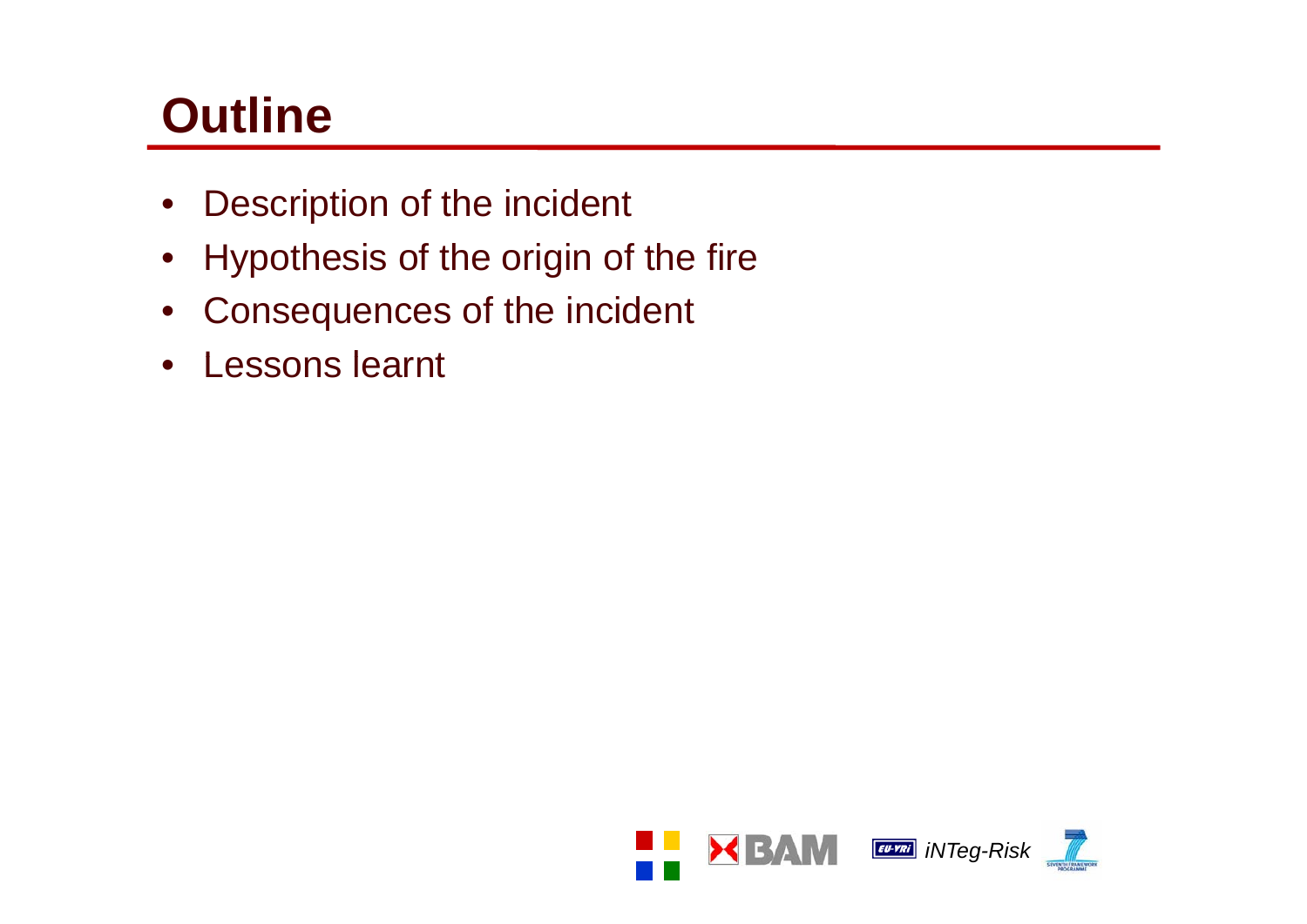# Outline

- Description of the incident
- Hypothesis of the origin of the fire
- Consequences of the incident
- Lessons learnt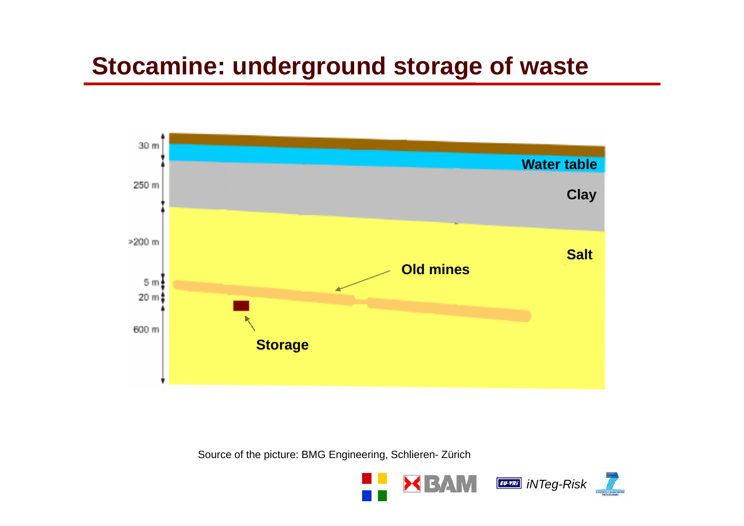# Stocamine: underground storage of waste

30 m

250 m

>200 m

5 m

20 m

600 m

Water table

Clay

Salt

Old mines

Storage

Source of the picture: BMG Engineering, Schlieren- Zürich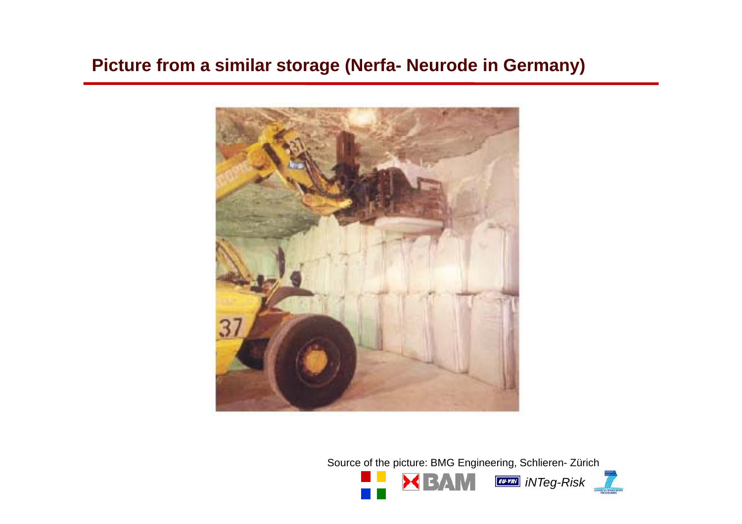## Picture from a similar storage (Nerfa- Neurode in Germany)

Source of the picture: BMG Engineering, Schlieren- Zürich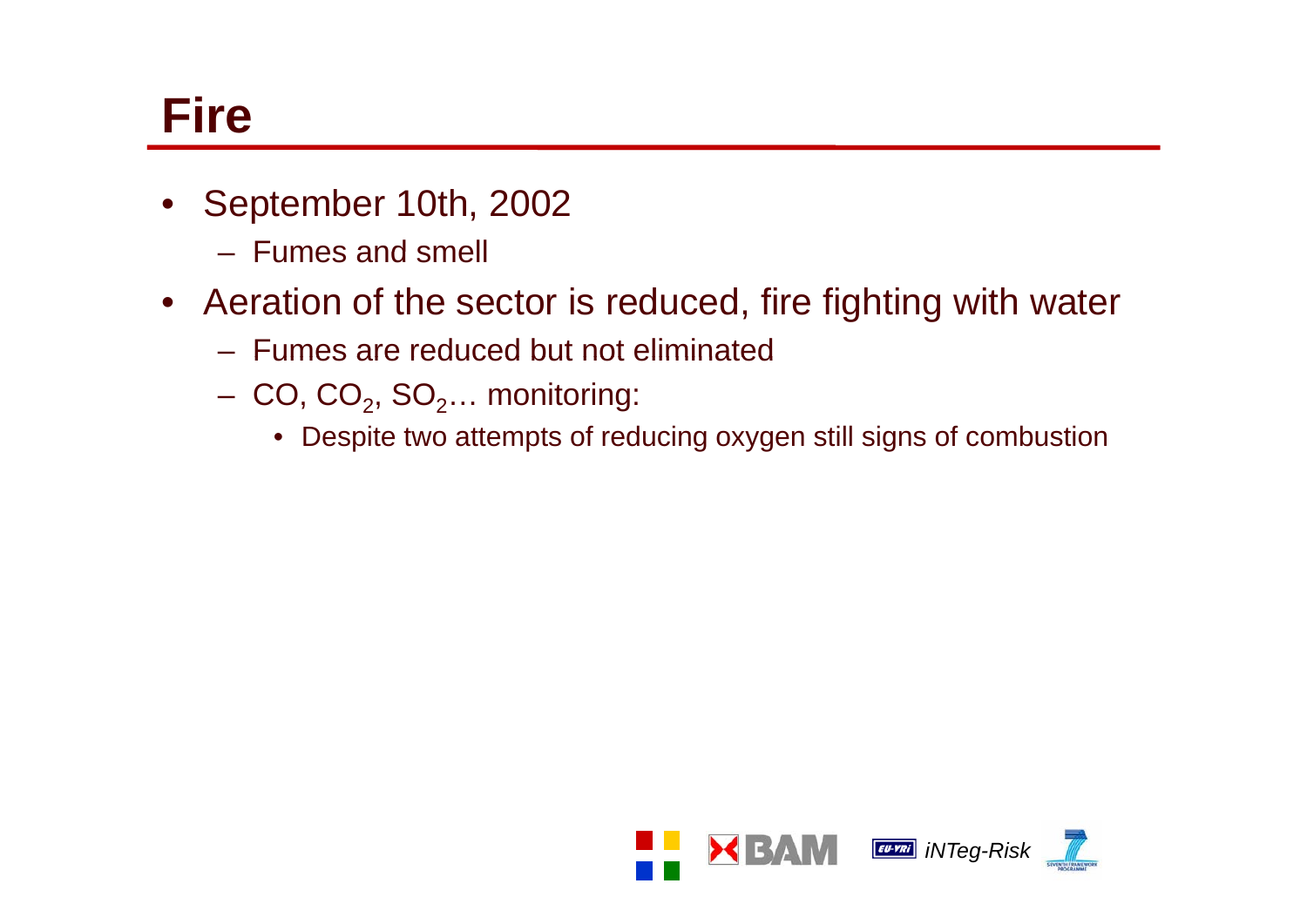# Fire

- September 10th, 2002
  - Fumes and smell
- Aeration of the sector is reduced, fire fighting with water
  - Fumes are reduced but not eliminated
  - $CO$, $CO_2$, $SO_2$… monitoring:
    - Despite two attempts of reducing oxygen still signs of combustion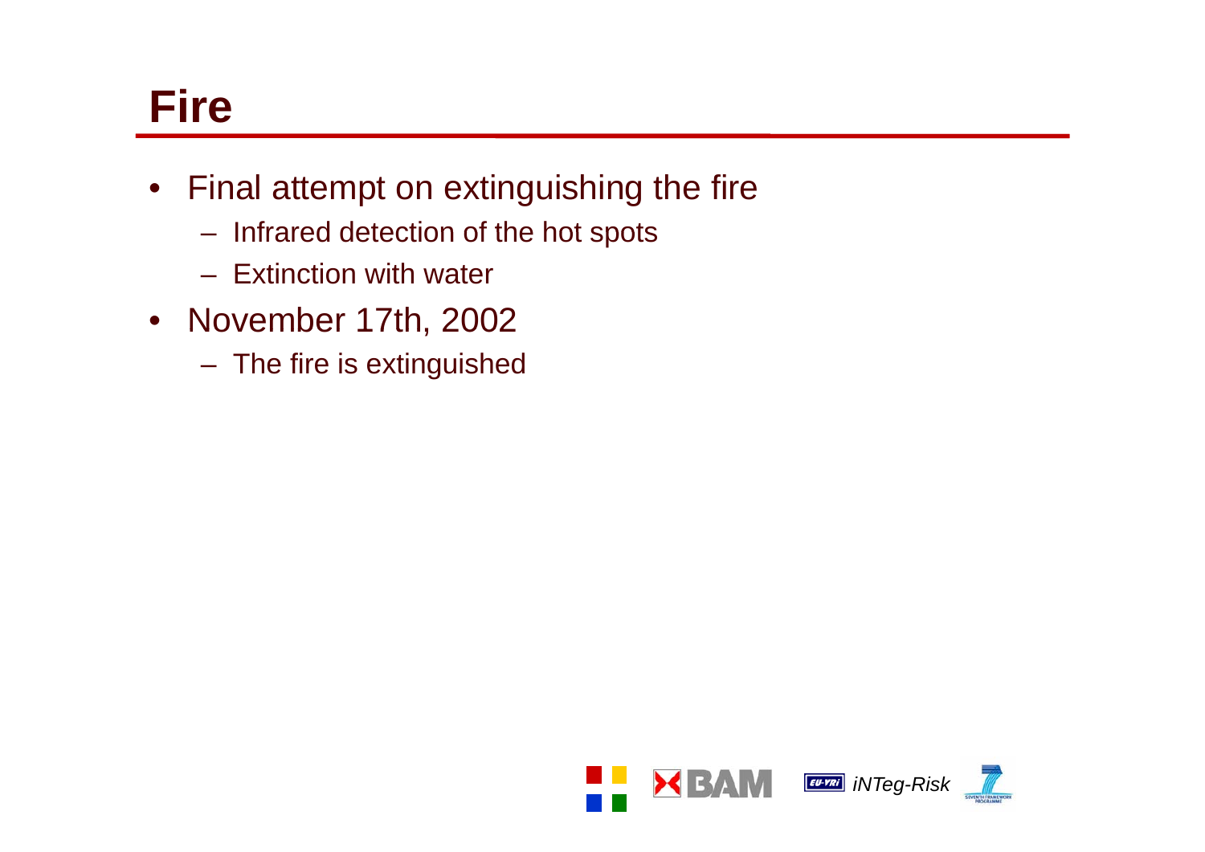# Fire

- Final attempt on extinguishing the fire
  - Infrared detection of the hot spots
  - Extinction with water
- November 17th, 2002
  - The fire is extinguished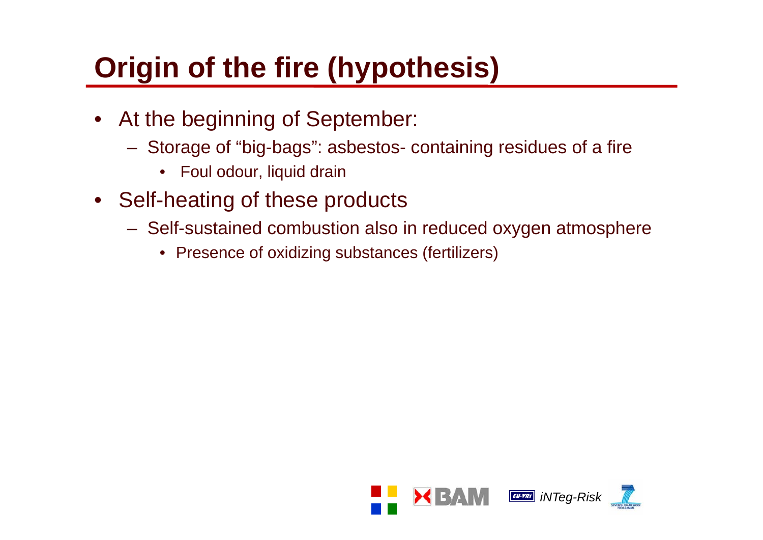# Origin of the fire (hypothesis)

- At the beginning of September:
  - Storage of “big-bags”: asbestos- containing residues of a fire
    - Foul odour, liquid drain
- Self-heating of these products
  - Self-sustained combustion also in reduced oxygen atmosphere
    - Presence of oxidizing substances (fertilizers)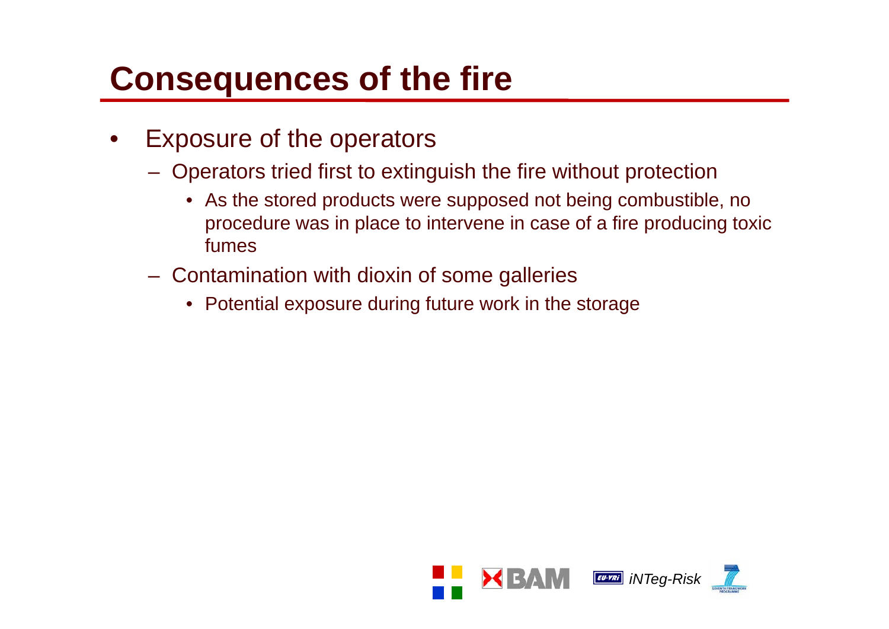# Consequences of the fire

- Exposure of the operators
  - Operators tried first to extinguish the fire without protection
    - As the stored products were supposed not being combustible, no procedure was in place to intervene in case of a fire producing toxic fumes
  - Contamination with dioxin of some galleries
    - Potential exposure during future work in the storage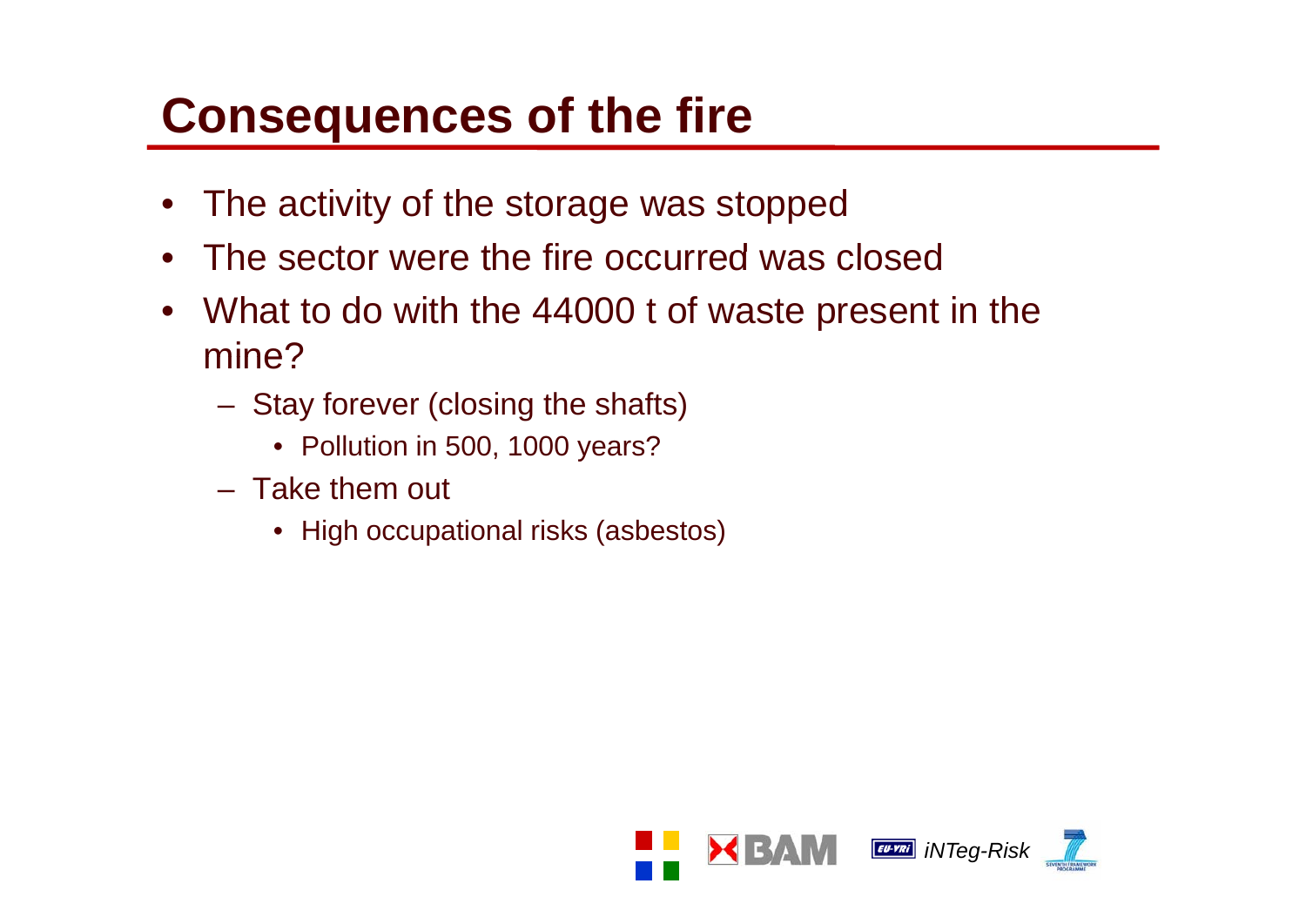# Consequences of the fire

- The activity of the storage was stopped
- The sector were the fire occurred was closed
- What to do with the 44000 t of waste present in the mine?
  - Stay forever (closing the shafts)
    - Pollution in 500, 1000 years?
  - Take them out
    - High occupational risks (asbestos)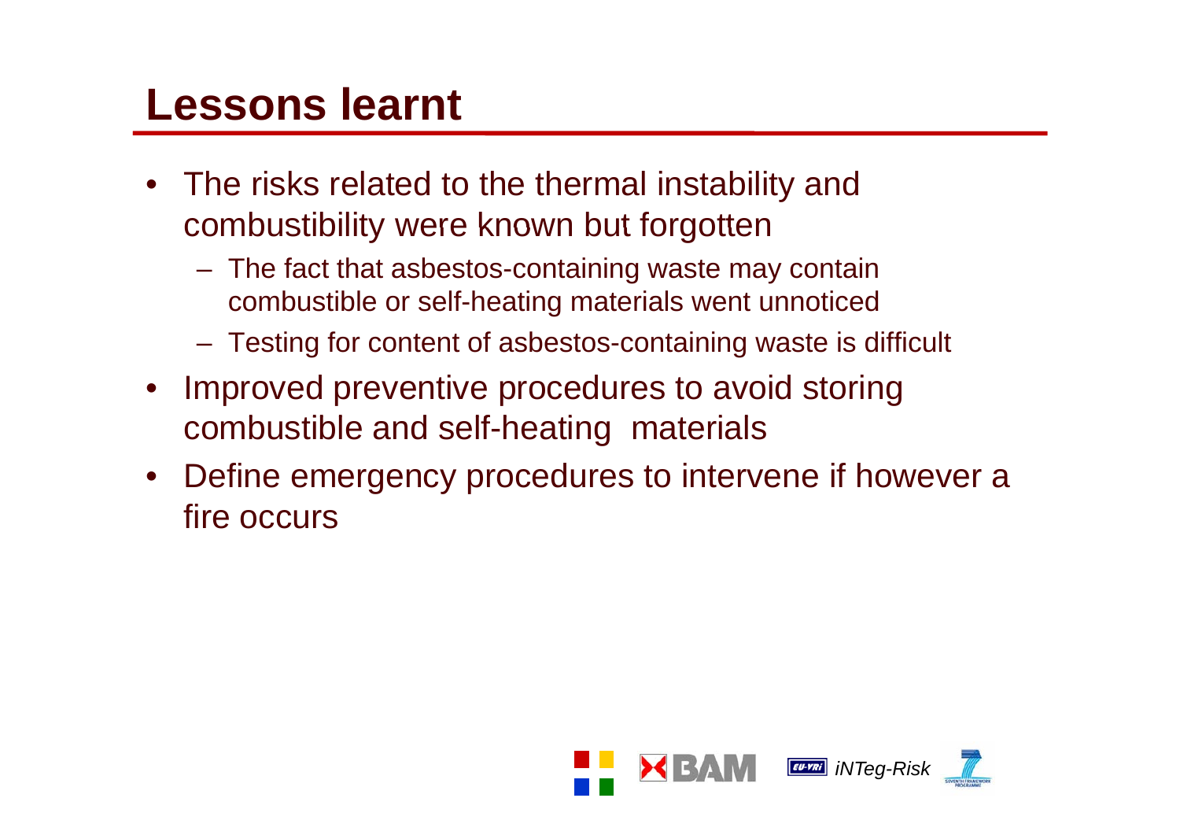# Lessons learnt

- The risks related to the thermal instability and combustibility were known but forgotten
  - The fact that asbestos-containing waste may contain combustible or self-heating materials went unnoticed
  - Testing for content of asbestos-containing waste is difficult
- Improved preventive procedures to avoid storing combustible and self-heating materials
- Define emergency procedures to intervene if however a fire occurs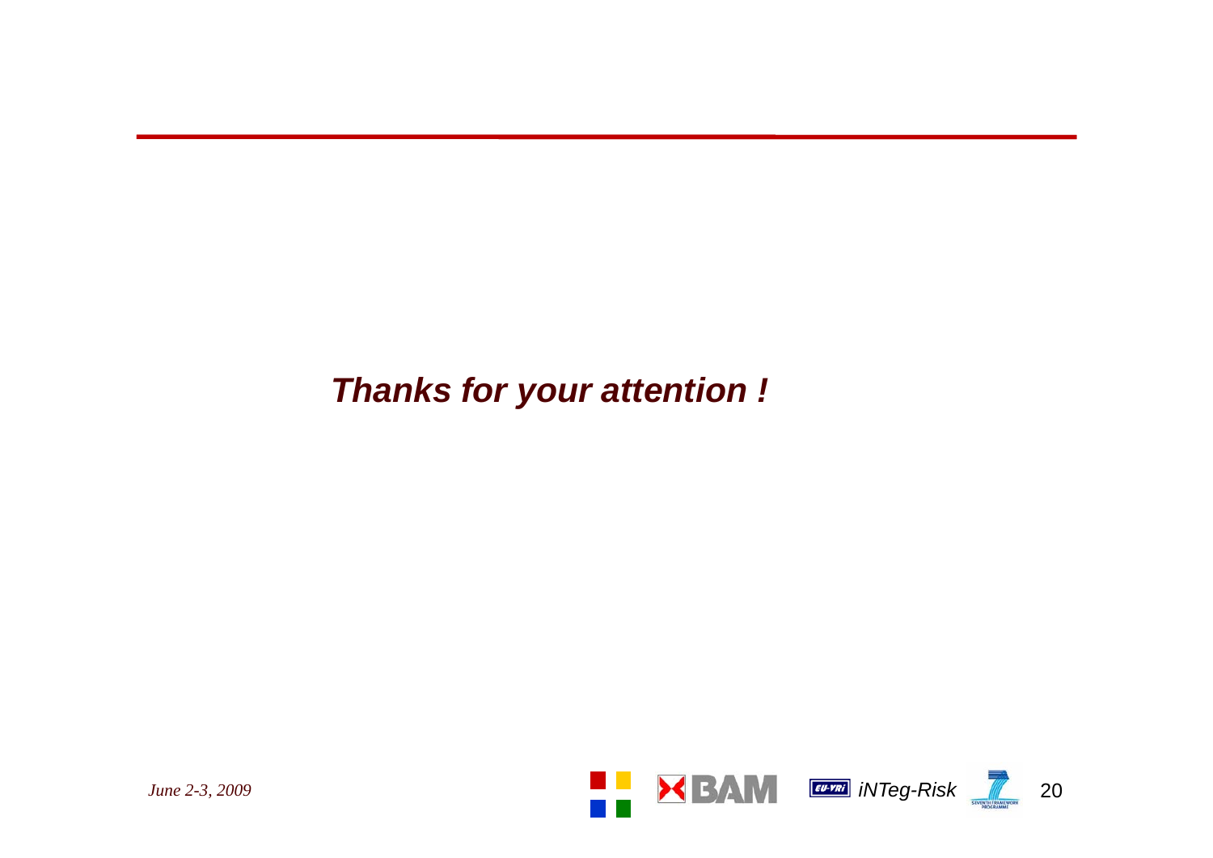***Thanks for your attention !***